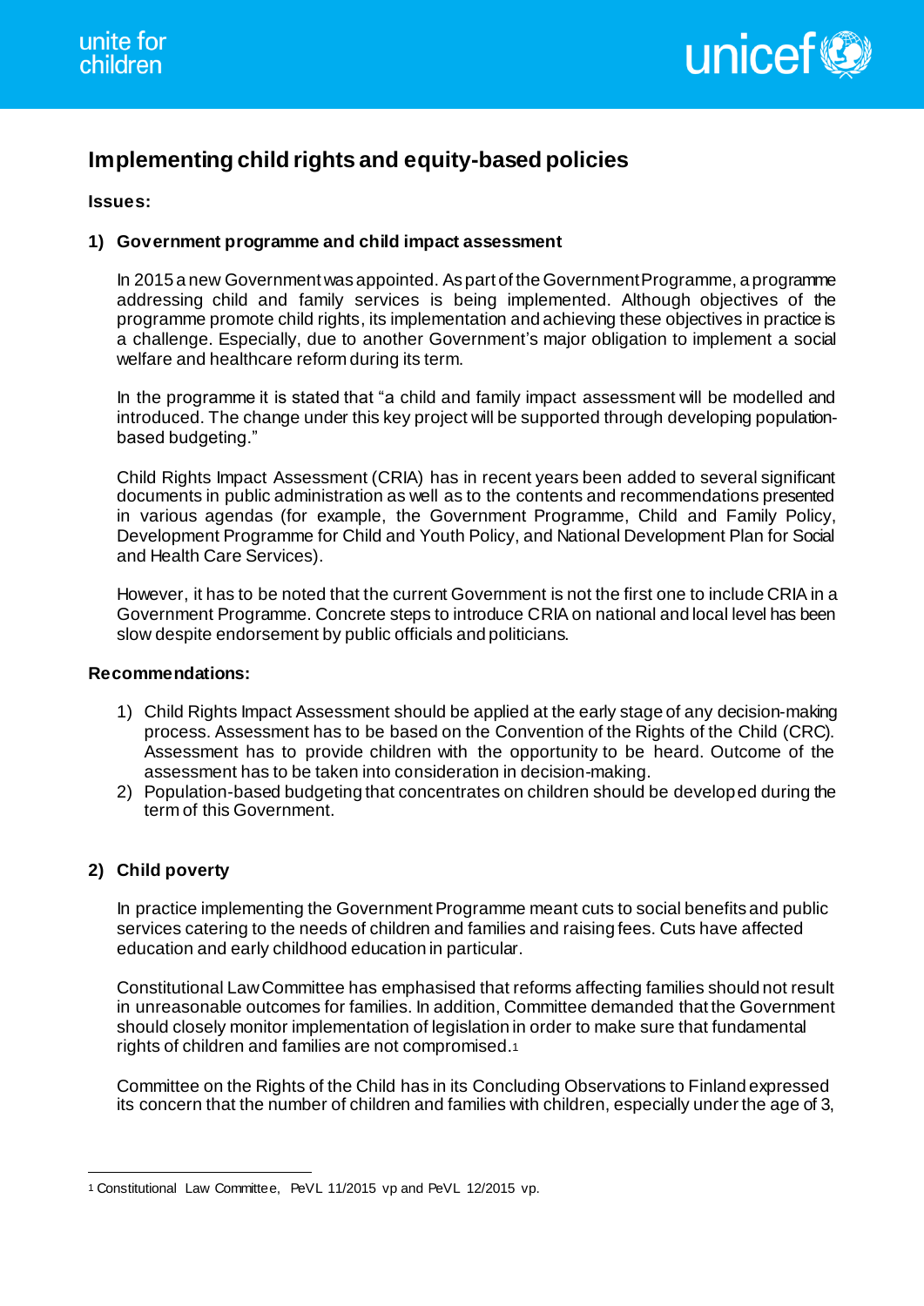# Implementing child rights and equity-based policies

**Issues:**

## 1) Government programme and child impact assessment

In 2015 a new Government was appointed. As part of the Government Programme, a programme addressing child and family services is being implemented. Although objectives of the programme promote child rights, its implementation and achieving these objectives in practice is a challenge. Especially, due to another Government's major obligation to implement a social welfare and healthcare reform during its term.

In the programme it is stated that "a child and family impact assessment will be modelled and introduced. The change under this key project will be supported through developing population-based budgeting."

Child Rights Impact Assessment (CRIA) has in recent years been added to several significant documents in public administration as well as to the contents and recommendations presented in various agendas (for example, the Government Programme, Child and Family Policy, Development Programme for Child and Youth Policy, and National Development Plan for Social and Health Care Services).

However, it has to be noted that the current Government is not the first one to include CRIA in a Government Programme. Concrete steps to introduce CRIA on national and local level has been slow despite endorsement by public officials and politicians.

**Recommendations:**

1) Child Rights Impact Assessment should be applied at the early stage of any decision-making process. Assessment has to be based on the Convention of the Rights of the Child (CRC). Assessment has to provide children with the opportunity to be heard. Outcome of the assessment has to be taken into consideration in decision-making.
2) Population-based budgeting that concentrates on children should be developed during the term of this Government.

## 2) Child poverty

In practice implementing the Government Programme meant cuts to social benefits and public services catering to the needs of children and families and raising fees. Cuts have affected education and early childhood education in particular.

Constitutional Law Committee has emphasised that reforms affecting families should not result in unreasonable outcomes for families. In addition, Committee demanded that the Government should closely monitor implementation of legislation in order to make sure that fundamental rights of children and families are not compromised.[1]

Committee on the Rights of the Child has in its Concluding Observations to Finland expressed its concern that the number of children and families with children, especially under the age of 3,

[1] Constitutional Law Committee, PeVL 11/2015 vp and PeVL 12/2015 vp.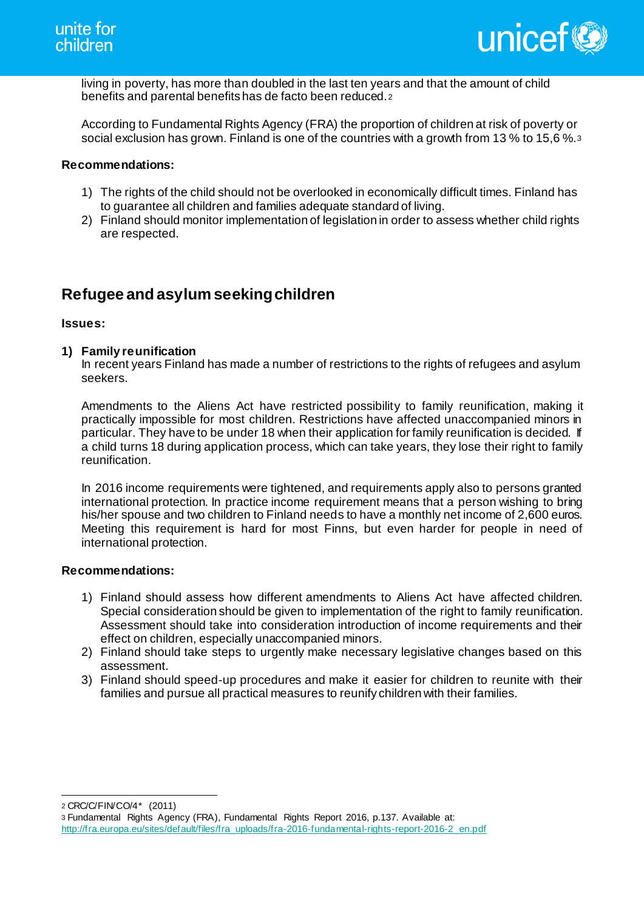living in poverty, has more than doubled in the last ten years and that the amount of child benefits and parental benefits has de facto been reduced.[2]

According to Fundamental Rights Agency (FRA) the proportion of children at risk of poverty or social exclusion has grown. Finland is one of the countries with a growth from 13 % to 15,6 %.[3]

**Recommendations:**

1) The rights of the child should not be overlooked in economically difficult times. Finland has to guarantee all children and families adequate standard of living.
2) Finland should monitor implementation of legislation in order to assess whether child rights are respected.

## Refugee and asylum seeking children

**Issues:**

**1) Family reunification**

In recent years Finland has made a number of restrictions to the rights of refugees and asylum seekers.

Amendments to the Aliens Act have restricted possibility to family reunification, making it practically impossible for most children. Restrictions have affected unaccompanied minors in particular. They have to be under 18 when their application for family reunification is decided. If a child turns 18 during application process, which can take years, they lose their right to family reunification.

In 2016 income requirements were tightened, and requirements apply also to persons granted international protection. In practice income requirement means that a person wishing to bring his/her spouse and two children to Finland needs to have a monthly net income of 2,600 euros. Meeting this requirement is hard for most Finns, but even harder for people in need of international protection.

**Recommendations:**

1) Finland should assess how different amendments to Aliens Act have affected children. Special consideration should be given to implementation of the right to family reunification. Assessment should take into consideration introduction of income requirements and their effect on children, especially unaccompanied minors.
2) Finland should take steps to urgently make necessary legislative changes based on this assessment.
3) Finland should speed-up procedures and make it easier for children to reunite with their families and pursue all practical measures to reunify children with their families.

---

[2] CRC/C/FIN/CO/4* (2011)

[3] Fundamental Rights Agency (FRA), Fundamental Rights Report 2016, p.137. Available at: http://fra.europa.eu/sites/default/files/fra_uploads/fra-2016-fundamental-rights-report-2016-2_en.pdf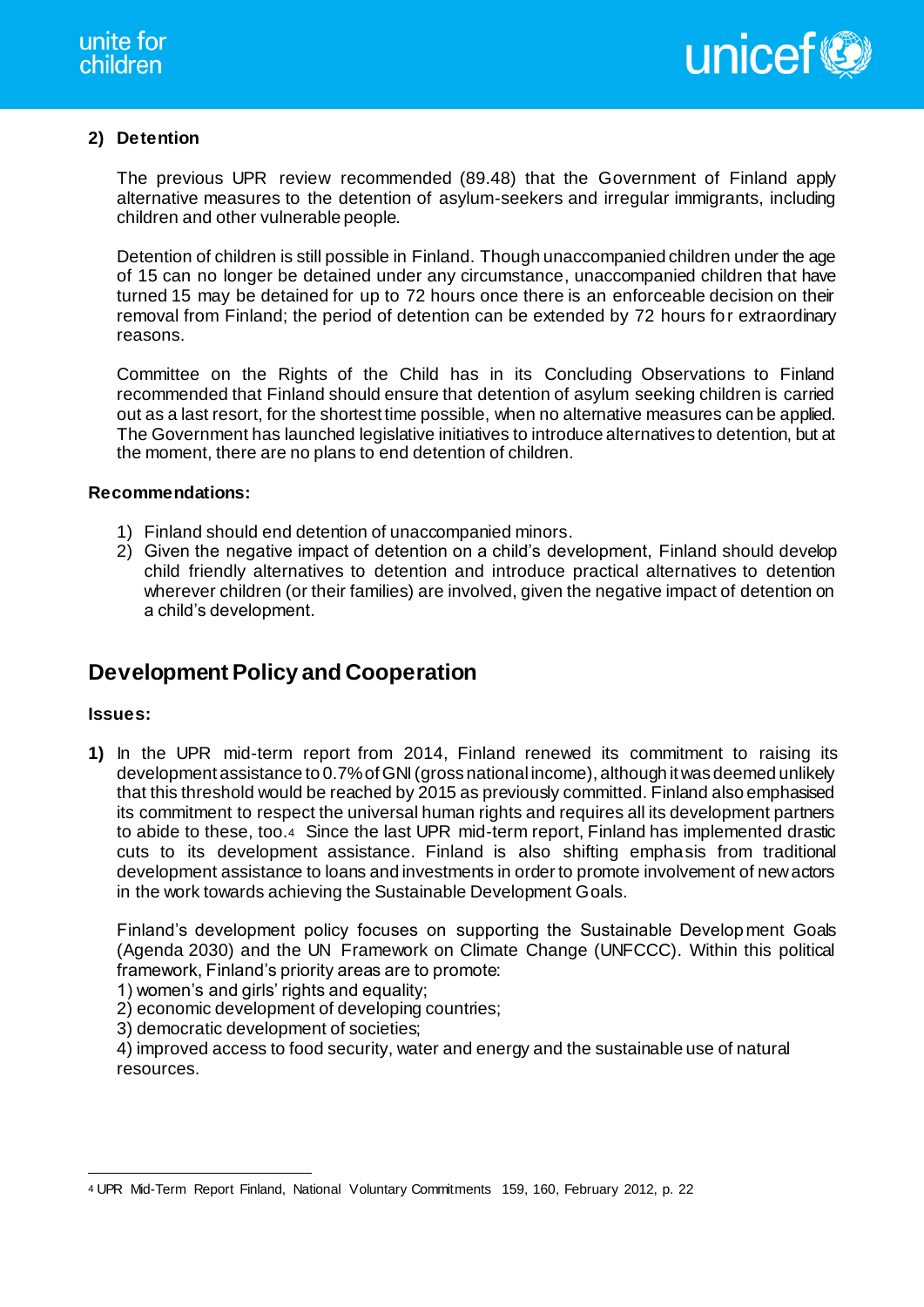**2) Detention**

The previous UPR review recommended (89.48) that the Government of Finland apply alternative measures to the detention of asylum-seekers and irregular immigrants, including children and other vulnerable people.

Detention of children is still possible in Finland. Though unaccompanied children under the age of 15 can no longer be detained under any circumstance, unaccompanied children that have turned 15 may be detained for up to 72 hours once there is an enforceable decision on their removal from Finland; the period of detention can be extended by 72 hours for extraordinary reasons.

Committee on the Rights of the Child has in its Concluding Observations to Finland recommended that Finland should ensure that detention of asylum seeking children is carried out as a last resort, for the shortest time possible, when no alternative measures can be applied. The Government has launched legislative initiatives to introduce alternatives to detention, but at the moment, there are no plans to end detention of children.

**Recommendations:**

1) Finland should end detention of unaccompanied minors.
2) Given the negative impact of detention on a child's development, Finland should develop child friendly alternatives to detention and introduce practical alternatives to detention wherever children (or their families) are involved, given the negative impact of detention on a child's development.

## Development Policy and Cooperation

**Issues:**

**1)** In the UPR mid-term report from 2014, Finland renewed its commitment to raising its development assistance to 0.7% of GNI (gross national income), although it was deemed unlikely that this threshold would be reached by 2015 as previously committed. Finland also emphasised its commitment to respect the universal human rights and requires all its development partners to abide to these, too.[4] Since the last UPR mid-term report, Finland has implemented drastic cuts to its development assistance. Finland is also shifting emphasis from traditional development assistance to loans and investments in order to promote involvement of new actors in the work towards achieving the Sustainable Development Goals.

Finland's development policy focuses on supporting the Sustainable Development Goals (Agenda 2030) and the UN Framework on Climate Change (UNFCCC). Within this political framework, Finland's priority areas are to promote:
1) women's and girls' rights and equality;
2) economic development of developing countries;
3) democratic development of societies;
4) improved access to food security, water and energy and the sustainable use of natural resources.

---

[4] UPR Mid-Term Report Finland, National Voluntary Commitments 159, 160, February 2012, p. 22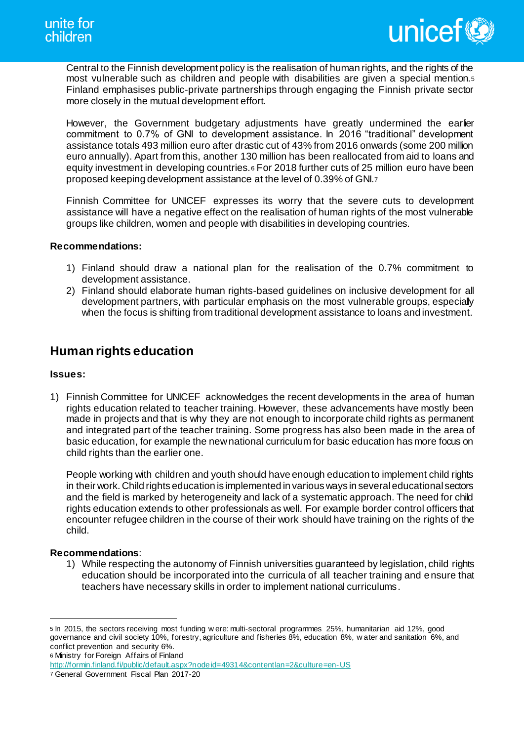Central to the Finnish development policy is the realisation of human rights, and the rights of the most vulnerable such as children and people with disabilities are given a special mention.[5] Finland emphasises public-private partnerships through engaging the Finnish private sector more closely in the mutual development effort.

However, the Government budgetary adjustments have greatly undermined the earlier commitment to 0.7% of GNI to development assistance. In 2016 "traditional" development assistance totals 493 million euro after drastic cut of 43% from 2016 onwards (some 200 million euro annually). Apart from this, another 130 million has been reallocated from aid to loans and equity investment in developing countries.[6] For 2018 further cuts of 25 million euro have been proposed keeping development assistance at the level of 0.39% of GNI.[7]

Finnish Committee for UNICEF expresses its worry that the severe cuts to development assistance will have a negative effect on the realisation of human rights of the most vulnerable groups like children, women and people with disabilities in developing countries.

**Recommendations:**

1) Finland should draw a national plan for the realisation of the 0.7% commitment to development assistance.
2) Finland should elaborate human rights-based guidelines on inclusive development for all development partners, with particular emphasis on the most vulnerable groups, especially when the focus is shifting from traditional development assistance to loans and investment.

## Human rights education

**Issues:**

1) Finnish Committee for UNICEF acknowledges the recent developments in the area of human rights education related to teacher training. However, these advancements have mostly been made in projects and that is why they are not enough to incorporate child rights as permanent and integrated part of the teacher training. Some progress has also been made in the area of basic education, for example the new national curriculum for basic education has more focus on child rights than the earlier one.

   People working with children and youth should have enough education to implement child rights in their work. Child rights education is implemented in various ways in several educational sectors and the field is marked by heterogeneity and lack of a systematic approach. The need for child rights education extends to other professionals as well. For example border control officers that encounter refugee children in the course of their work should have training on the rights of the child.

**Recommendations**:

1) While respecting the autonomy of Finnish universities guaranteed by legislation, child rights education should be incorporated into the curricula of all teacher training and ensure that teachers have necessary skills in order to implement national curriculums.

---

[5] In 2015, the sectors receiving most funding were: multi-sectoral programmes 25%, humanitarian aid 12%, good governance and civil society 10%, forestry, agriculture and fisheries 8%, education 8%, water and sanitation 6%, and conflict prevention and security 6%.

[6] Ministry for Foreign Affairs of Finland http://formin.finland.fi/public/default.aspx?nodeid=49314&contentlan=2&culture=en-US

[7] General Government Fiscal Plan 2017-20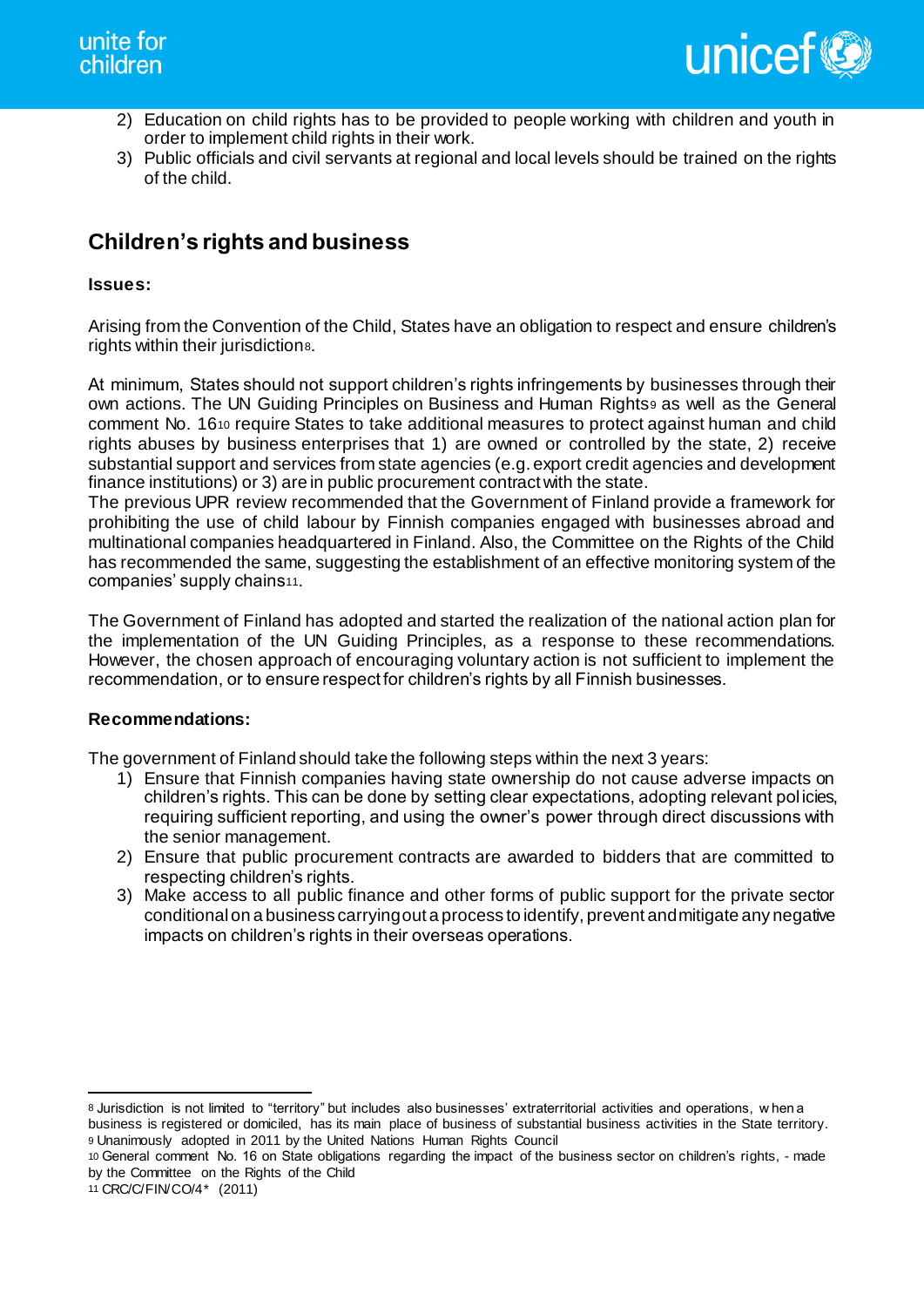2) Education on child rights has to be provided to people working with children and youth in order to implement child rights in their work.
3) Public officials and civil servants at regional and local levels should be trained on the rights of the child.

## Children's rights and business

**Issues:**

Arising from the Convention of the Child, States have an obligation to respect and ensure children's rights within their jurisdiction[8].

At minimum, States should not support children's rights infringements by businesses through their own actions. The UN Guiding Principles on Business and Human Rights[9] as well as the General comment No. 16[10] require States to take additional measures to protect against human and child rights abuses by business enterprises that 1) are owned or controlled by the state, 2) receive substantial support and services from state agencies (e.g. export credit agencies and development finance institutions) or 3) are in public procurement contract with the state.
The previous UPR review recommended that the Government of Finland provide a framework for prohibiting the use of child labour by Finnish companies engaged with businesses abroad and multinational companies headquartered in Finland. Also, the Committee on the Rights of the Child has recommended the same, suggesting the establishment of an effective monitoring system of the companies' supply chains[11].

The Government of Finland has adopted and started the realization of the national action plan for the implementation of the UN Guiding Principles, as a response to these recommendations. However, the chosen approach of encouraging voluntary action is not sufficient to implement the recommendation, or to ensure respect for children's rights by all Finnish businesses.

**Recommendations:**

The government of Finland should take the following steps within the next 3 years:

1) Ensure that Finnish companies having state ownership do not cause adverse impacts on children's rights. This can be done by setting clear expectations, adopting relevant policies, requiring sufficient reporting, and using the owner's power through direct discussions with the senior management.
2) Ensure that public procurement contracts are awarded to bidders that are committed to respecting children's rights.
3) Make access to all public finance and other forms of public support for the private sector conditional on a business carrying out a process to identify, prevent and mitigate any negative impacts on children's rights in their overseas operations.

---

[8] Jurisdiction is not limited to "territory" but includes also businesses' extraterritorial activities and operations, when a business is registered or domiciled, has its main place of business of substantial business activities in the State territory.
[9] Unanimously adopted in 2011 by the United Nations Human Rights Council
[10] General comment No. 16 on State obligations regarding the impact of the business sector on children's rights, - made by the Committee on the Rights of the Child
[11] CRC/C/FIN/CO/4* (2011)